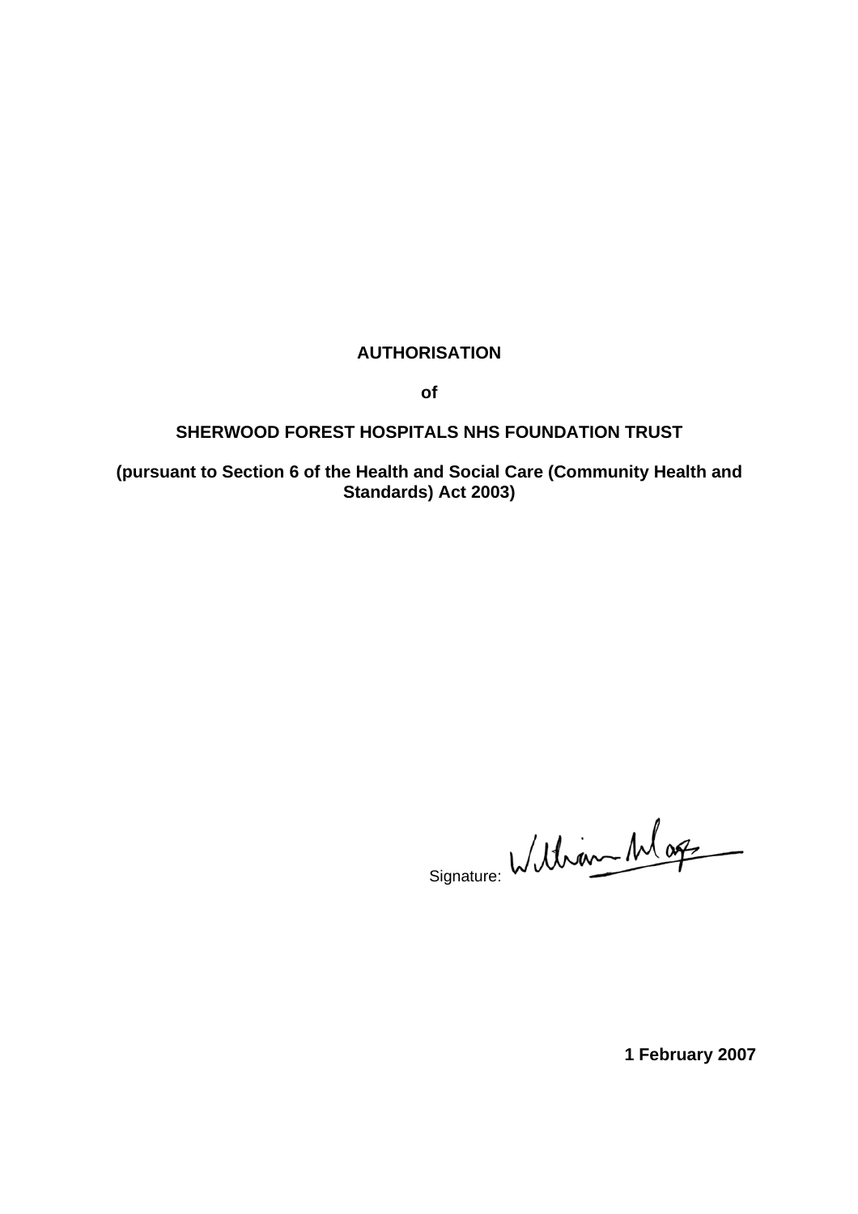**AUTHORISATION**

**of**

**SHERWOOD FOREST HOSPITALS NHS FOUNDATION TRUST**

**(pursuant to Section 6 of the Health and Social Care (Community Health and Standards) Act 2003)**

Signature: William Moyes

**1 February 2007**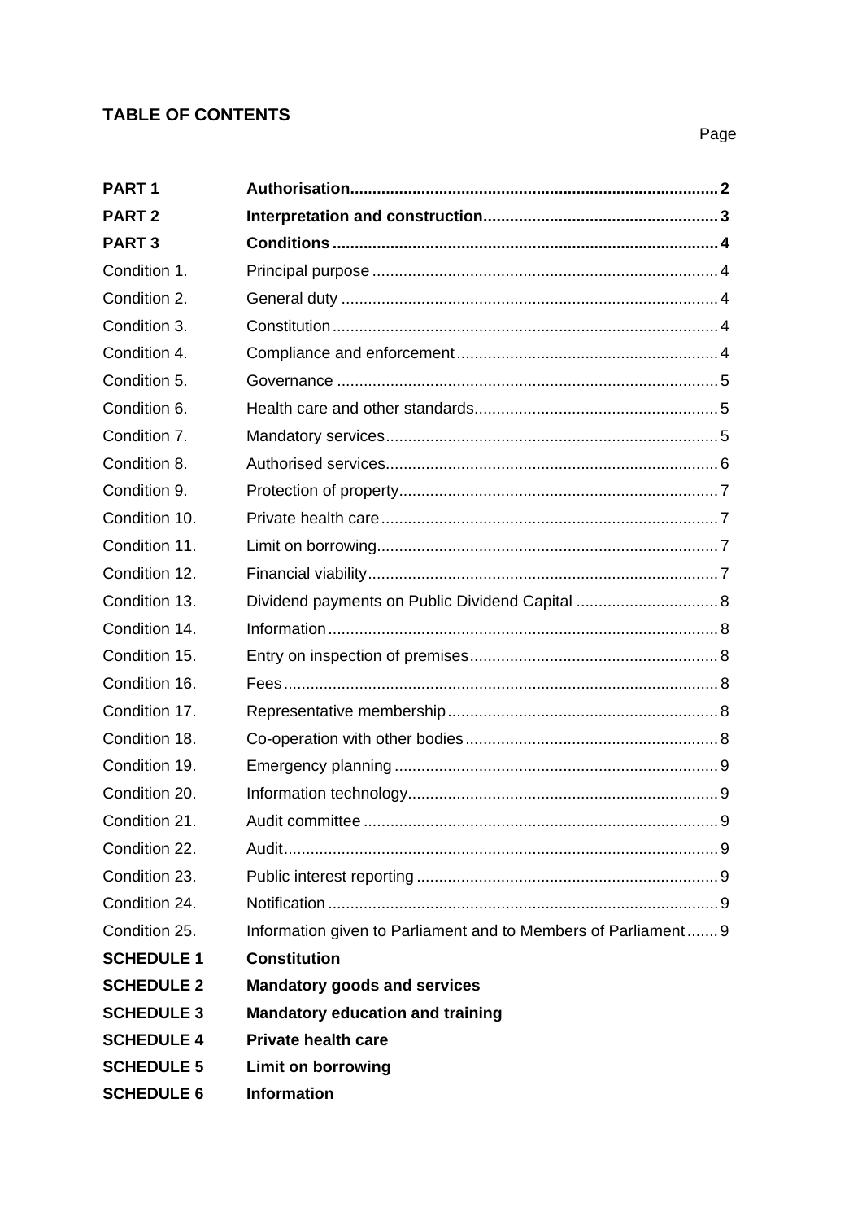## TABLE OF CONTENTS

| | | Page |
|---|---|---|
| **PART 1** | **Authorisation** | **2** |
| **PART 2** | **Interpretation and construction** | **3** |
| **PART 3** | **Conditions** | **4** |
| Condition 1. | Principal purpose | 4 |
| Condition 2. | General duty | 4 |
| Condition 3. | Constitution | 4 |
| Condition 4. | Compliance and enforcement | 4 |
| Condition 5. | Governance | 5 |
| Condition 6. | Health care and other standards | 5 |
| Condition 7. | Mandatory services | 5 |
| Condition 8. | Authorised services | 6 |
| Condition 9. | Protection of property | 7 |
| Condition 10. | Private health care | 7 |
| Condition 11. | Limit on borrowing | 7 |
| Condition 12. | Financial viability | 7 |
| Condition 13. | Dividend payments on Public Dividend Capital | 8 |
| Condition 14. | Information | 8 |
| Condition 15. | Entry on inspection of premises | 8 |
| Condition 16. | Fees | 8 |
| Condition 17. | Representative membership | 8 |
| Condition 18. | Co-operation with other bodies | 8 |
| Condition 19. | Emergency planning | 9 |
| Condition 20. | Information technology | 9 |
| Condition 21. | Audit committee | 9 |
| Condition 22. | Audit | 9 |
| Condition 23. | Public interest reporting | 9 |
| Condition 24. | Notification | 9 |
| Condition 25. | Information given to Parliament and to Members of Parliament | 9 |
| **SCHEDULE 1** | **Constitution** | |
| **SCHEDULE 2** | **Mandatory goods and services** | |
| **SCHEDULE 3** | **Mandatory education and training** | |
| **SCHEDULE 4** | **Private health care** | |
| **SCHEDULE 5** | **Limit on borrowing** | |
| **SCHEDULE 6** | **Information** | |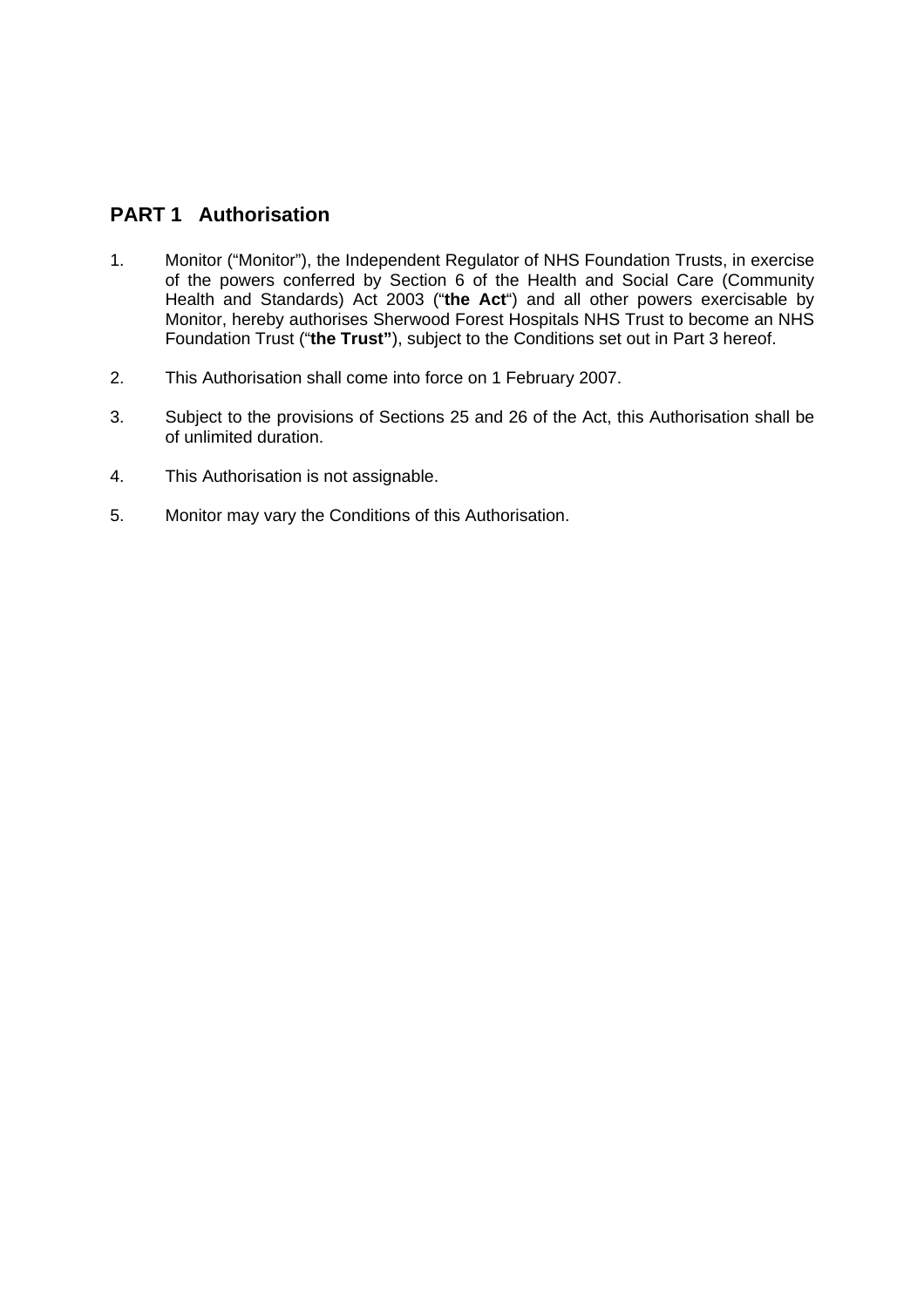## PART 1 Authorisation

1. Monitor ("Monitor"), the Independent Regulator of NHS Foundation Trusts, in exercise of the powers conferred by Section 6 of the Health and Social Care (Community Health and Standards) Act 2003 ("**the Act**") and all other powers exercisable by Monitor, hereby authorises Sherwood Forest Hospitals NHS Trust to become an NHS Foundation Trust ("**the Trust"**), subject to the Conditions set out in Part 3 hereof.

2. This Authorisation shall come into force on 1 February 2007.

3. Subject to the provisions of Sections 25 and 26 of the Act, this Authorisation shall be of unlimited duration.

4. This Authorisation is not assignable.

5. Monitor may vary the Conditions of this Authorisation.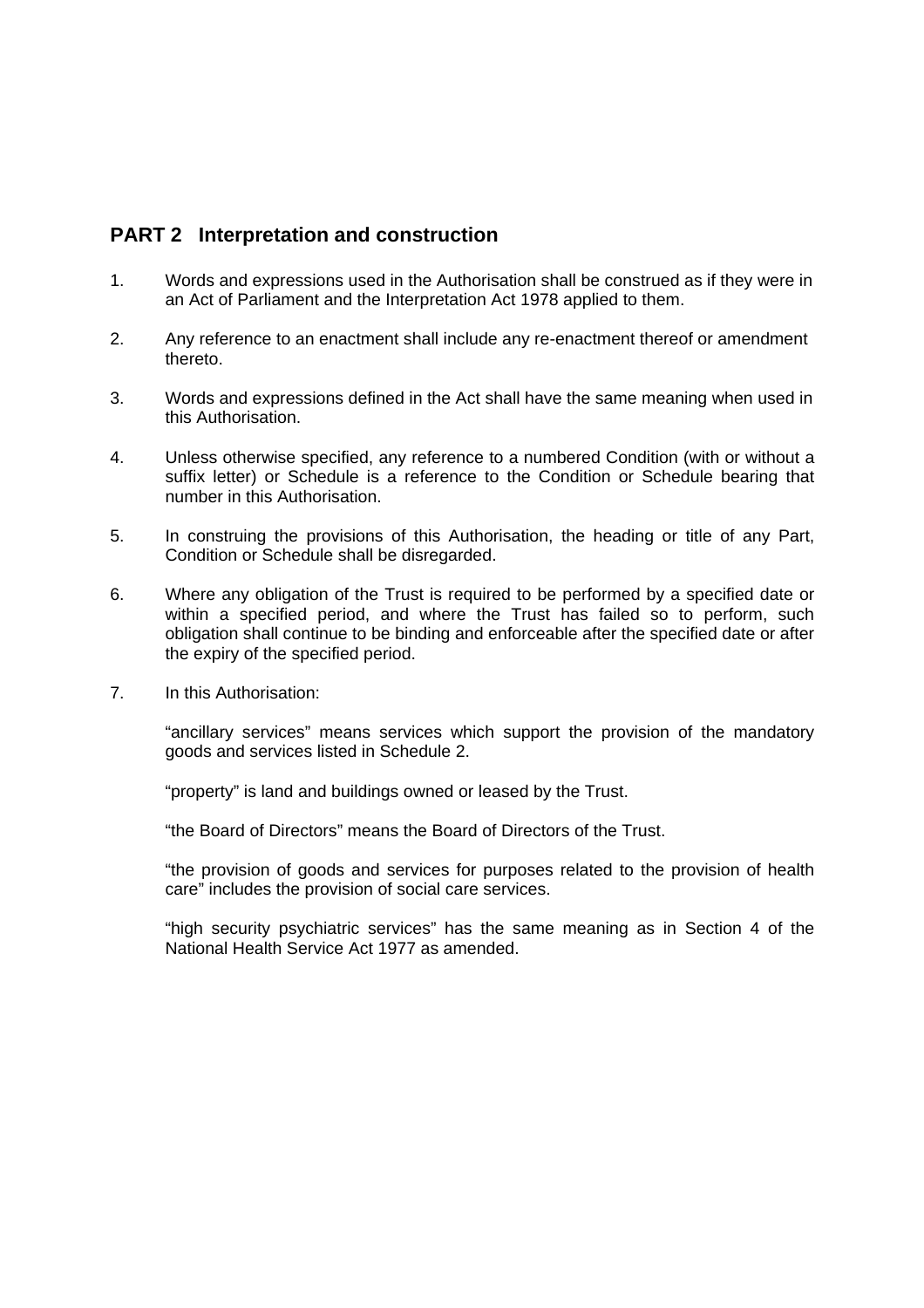## PART 2 Interpretation and construction

1. Words and expressions used in the Authorisation shall be construed as if they were in an Act of Parliament and the Interpretation Act 1978 applied to them.

2. Any reference to an enactment shall include any re-enactment thereof or amendment thereto.

3. Words and expressions defined in the Act shall have the same meaning when used in this Authorisation.

4. Unless otherwise specified, any reference to a numbered Condition (with or without a suffix letter) or Schedule is a reference to the Condition or Schedule bearing that number in this Authorisation.

5. In construing the provisions of this Authorisation, the heading or title of any Part, Condition or Schedule shall be disregarded.

6. Where any obligation of the Trust is required to be performed by a specified date or within a specified period, and where the Trust has failed so to perform, such obligation shall continue to be binding and enforceable after the specified date or after the expiry of the specified period.

7. In this Authorisation:

   "ancillary services" means services which support the provision of the mandatory goods and services listed in Schedule 2.

   "property" is land and buildings owned or leased by the Trust.

   "the Board of Directors" means the Board of Directors of the Trust.

   "the provision of goods and services for purposes related to the provision of health care" includes the provision of social care services.

   "high security psychiatric services" has the same meaning as in Section 4 of the National Health Service Act 1977 as amended.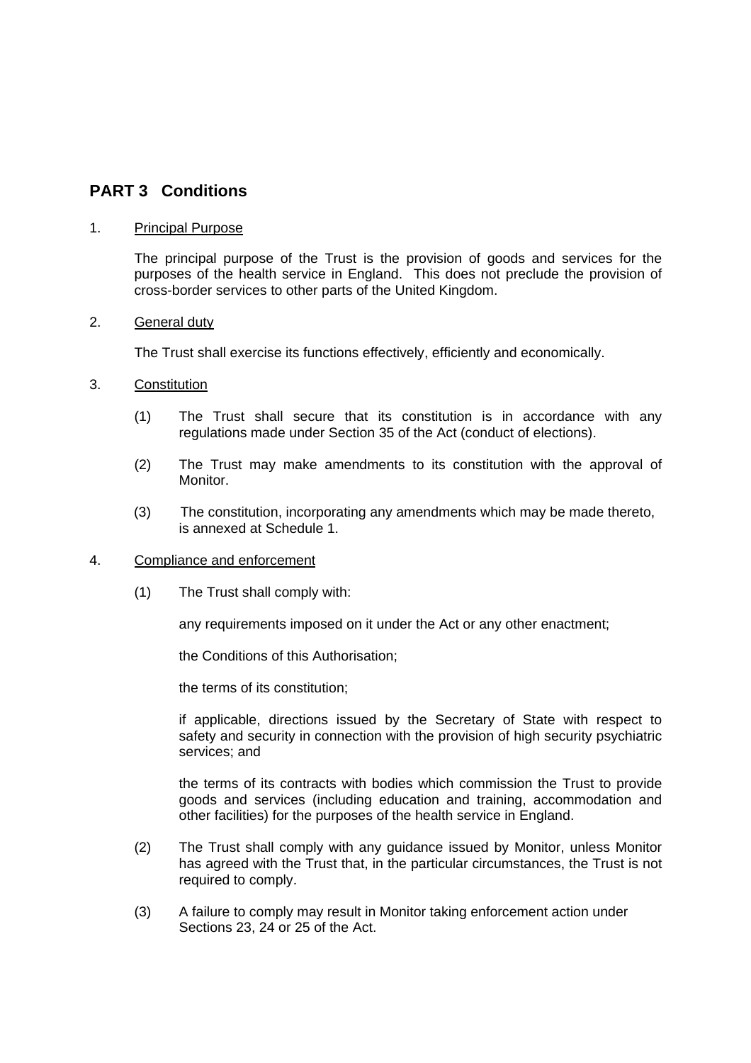## PART 3 Conditions

1. Principal Purpose

   The principal purpose of the Trust is the provision of goods and services for the purposes of the health service in England. This does not preclude the provision of cross-border services to other parts of the United Kingdom.

2. General duty

   The Trust shall exercise its functions effectively, efficiently and economically.

3. Constitution

   (1) The Trust shall secure that its constitution is in accordance with any regulations made under Section 35 of the Act (conduct of elections).

   (2) The Trust may make amendments to its constitution with the approval of Monitor.

   (3) The constitution, incorporating any amendments which may be made thereto, is annexed at Schedule 1.

4. Compliance and enforcement

   (1) The Trust shall comply with:

   any requirements imposed on it under the Act or any other enactment;

   the Conditions of this Authorisation;

   the terms of its constitution;

   if applicable, directions issued by the Secretary of State with respect to safety and security in connection with the provision of high security psychiatric services; and

   the terms of its contracts with bodies which commission the Trust to provide goods and services (including education and training, accommodation and other facilities) for the purposes of the health service in England.

   (2) The Trust shall comply with any guidance issued by Monitor, unless Monitor has agreed with the Trust that, in the particular circumstances, the Trust is not required to comply.

   (3) A failure to comply may result in Monitor taking enforcement action under Sections 23, 24 or 25 of the Act.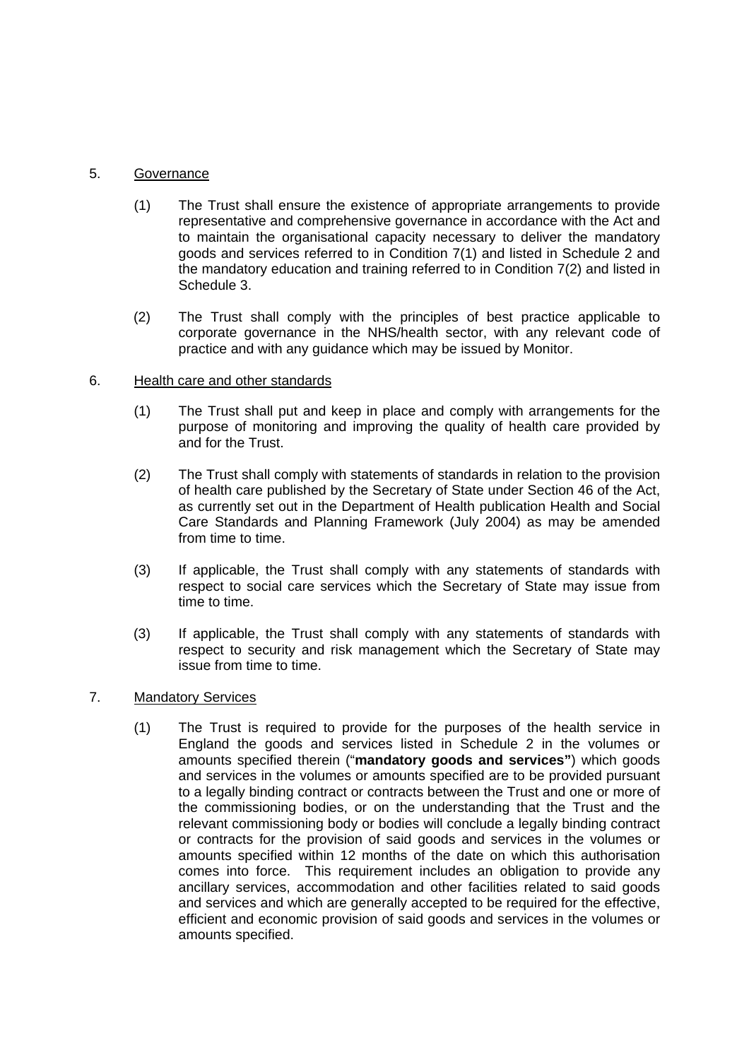5. <u>Governance</u>

   (1) The Trust shall ensure the existence of appropriate arrangements to provide representative and comprehensive governance in accordance with the Act and to maintain the organisational capacity necessary to deliver the mandatory goods and services referred to in Condition 7(1) and listed in Schedule 2 and the mandatory education and training referred to in Condition 7(2) and listed in Schedule 3.

   (2) The Trust shall comply with the principles of best practice applicable to corporate governance in the NHS/health sector, with any relevant code of practice and with any guidance which may be issued by Monitor.

6. <u>Health care and other standards</u>

   (1) The Trust shall put and keep in place and comply with arrangements for the purpose of monitoring and improving the quality of health care provided by and for the Trust.

   (2) The Trust shall comply with statements of standards in relation to the provision of health care published by the Secretary of State under Section 46 of the Act, as currently set out in the Department of Health publication Health and Social Care Standards and Planning Framework (July 2004) as may be amended from time to time.

   (3) If applicable, the Trust shall comply with any statements of standards with respect to social care services which the Secretary of State may issue from time to time.

   (3) If applicable, the Trust shall comply with any statements of standards with respect to security and risk management which the Secretary of State may issue from time to time.

7. <u>Mandatory Services</u>

   (1) The Trust is required to provide for the purposes of the health service in England the goods and services listed in Schedule 2 in the volumes or amounts specified therein ("**mandatory goods and services"**) which goods and services in the volumes or amounts specified are to be provided pursuant to a legally binding contract or contracts between the Trust and one or more of the commissioning bodies, or on the understanding that the Trust and the relevant commissioning body or bodies will conclude a legally binding contract or contracts for the provision of said goods and services in the volumes or amounts specified within 12 months of the date on which this authorisation comes into force. This requirement includes an obligation to provide any ancillary services, accommodation and other facilities related to said goods and services and which are generally accepted to be required for the effective, efficient and economic provision of said goods and services in the volumes or amounts specified.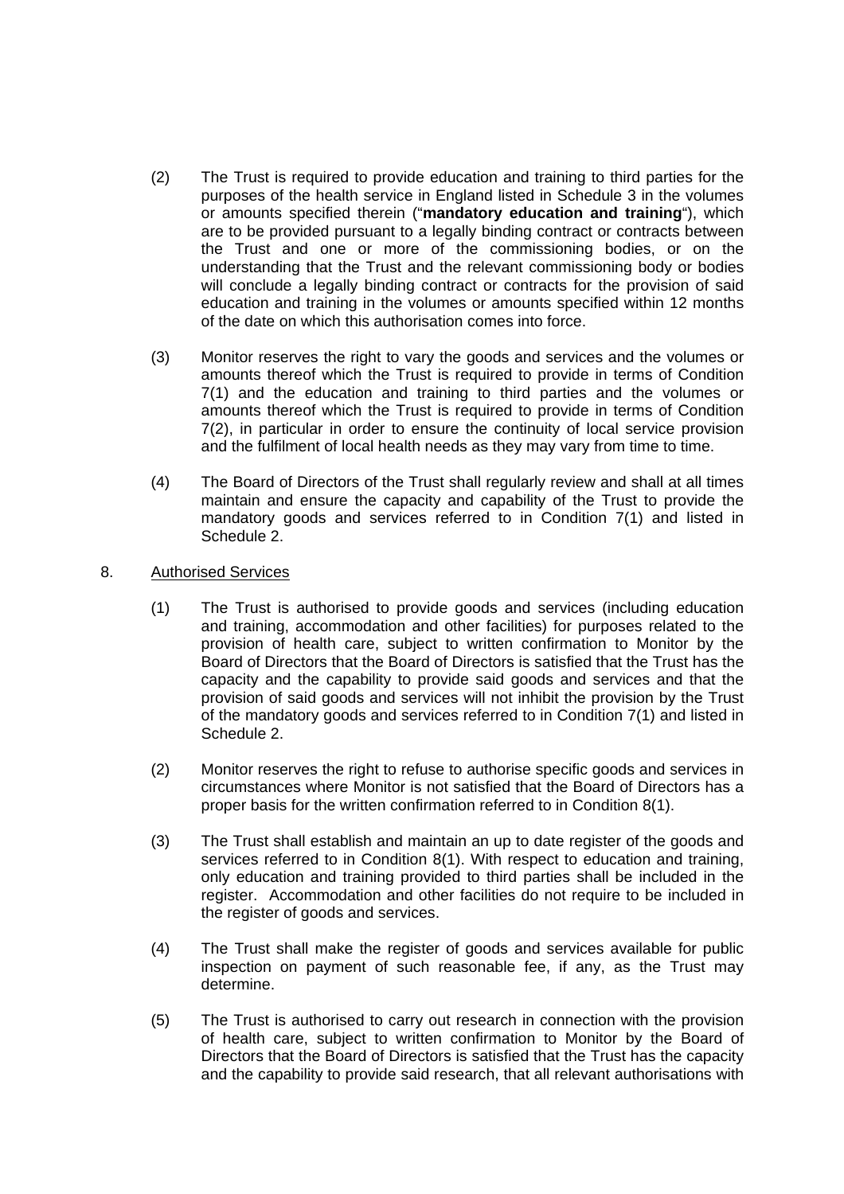(2) The Trust is required to provide education and training to third parties for the purposes of the health service in England listed in Schedule 3 in the volumes or amounts specified therein ("**mandatory education and training**"), which are to be provided pursuant to a legally binding contract or contracts between the Trust and one or more of the commissioning bodies, or on the understanding that the Trust and the relevant commissioning body or bodies will conclude a legally binding contract or contracts for the provision of said education and training in the volumes or amounts specified within 12 months of the date on which this authorisation comes into force.

(3) Monitor reserves the right to vary the goods and services and the volumes or amounts thereof which the Trust is required to provide in terms of Condition 7(1) and the education and training to third parties and the volumes or amounts thereof which the Trust is required to provide in terms of Condition 7(2), in particular in order to ensure the continuity of local service provision and the fulfilment of local health needs as they may vary from time to time.

(4) The Board of Directors of the Trust shall regularly review and shall at all times maintain and ensure the capacity and capability of the Trust to provide the mandatory goods and services referred to in Condition 7(1) and listed in Schedule 2.

8. Authorised Services

(1) The Trust is authorised to provide goods and services (including education and training, accommodation and other facilities) for purposes related to the provision of health care, subject to written confirmation to Monitor by the Board of Directors that the Board of Directors is satisfied that the Trust has the capacity and the capability to provide said goods and services and that the provision of said goods and services will not inhibit the provision by the Trust of the mandatory goods and services referred to in Condition 7(1) and listed in Schedule 2.

(2) Monitor reserves the right to refuse to authorise specific goods and services in circumstances where Monitor is not satisfied that the Board of Directors has a proper basis for the written confirmation referred to in Condition 8(1).

(3) The Trust shall establish and maintain an up to date register of the goods and services referred to in Condition 8(1). With respect to education and training, only education and training provided to third parties shall be included in the register. Accommodation and other facilities do not require to be included in the register of goods and services.

(4) The Trust shall make the register of goods and services available for public inspection on payment of such reasonable fee, if any, as the Trust may determine.

(5) The Trust is authorised to carry out research in connection with the provision of health care, subject to written confirmation to Monitor by the Board of Directors that the Board of Directors is satisfied that the Trust has the capacity and the capability to provide said research, that all relevant authorisations with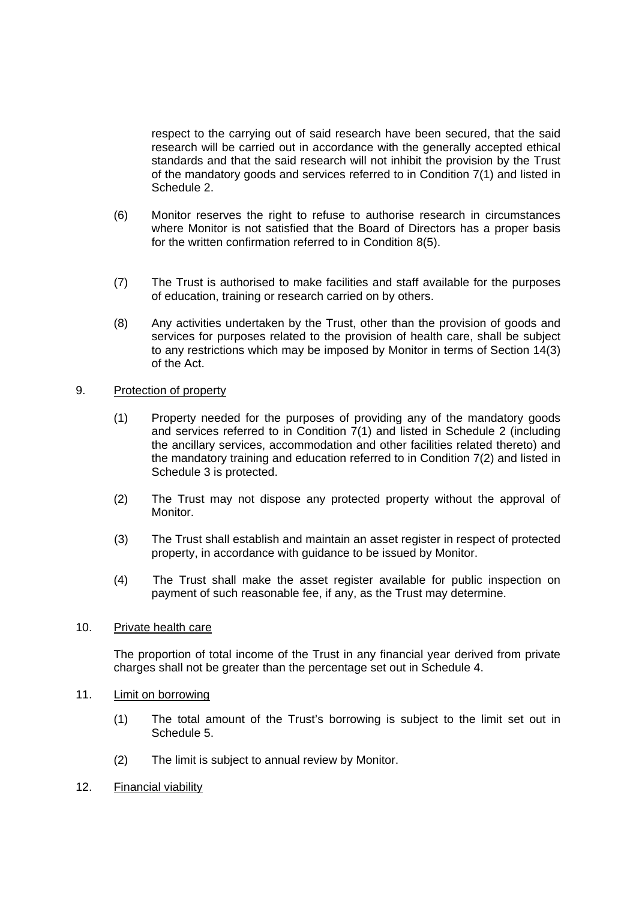respect to the carrying out of said research have been secured, that the said research will be carried out in accordance with the generally accepted ethical standards and that the said research will not inhibit the provision by the Trust of the mandatory goods and services referred to in Condition 7(1) and listed in Schedule 2.

(6) Monitor reserves the right to refuse to authorise research in circumstances where Monitor is not satisfied that the Board of Directors has a proper basis for the written confirmation referred to in Condition 8(5).

(7) The Trust is authorised to make facilities and staff available for the purposes of education, training or research carried on by others.

(8) Any activities undertaken by the Trust, other than the provision of goods and services for purposes related to the provision of health care, shall be subject to any restrictions which may be imposed by Monitor in terms of Section 14(3) of the Act.

9. Protection of property

(1) Property needed for the purposes of providing any of the mandatory goods and services referred to in Condition 7(1) and listed in Schedule 2 (including the ancillary services, accommodation and other facilities related thereto) and the mandatory training and education referred to in Condition 7(2) and listed in Schedule 3 is protected.

(2) The Trust may not dispose any protected property without the approval of Monitor.

(3) The Trust shall establish and maintain an asset register in respect of protected property, in accordance with guidance to be issued by Monitor.

(4) The Trust shall make the asset register available for public inspection on payment of such reasonable fee, if any, as the Trust may determine.

10. Private health care

The proportion of total income of the Trust in any financial year derived from private charges shall not be greater than the percentage set out in Schedule 4.

11. Limit on borrowing

(1) The total amount of the Trust's borrowing is subject to the limit set out in Schedule 5.

(2) The limit is subject to annual review by Monitor.

12. Financial viability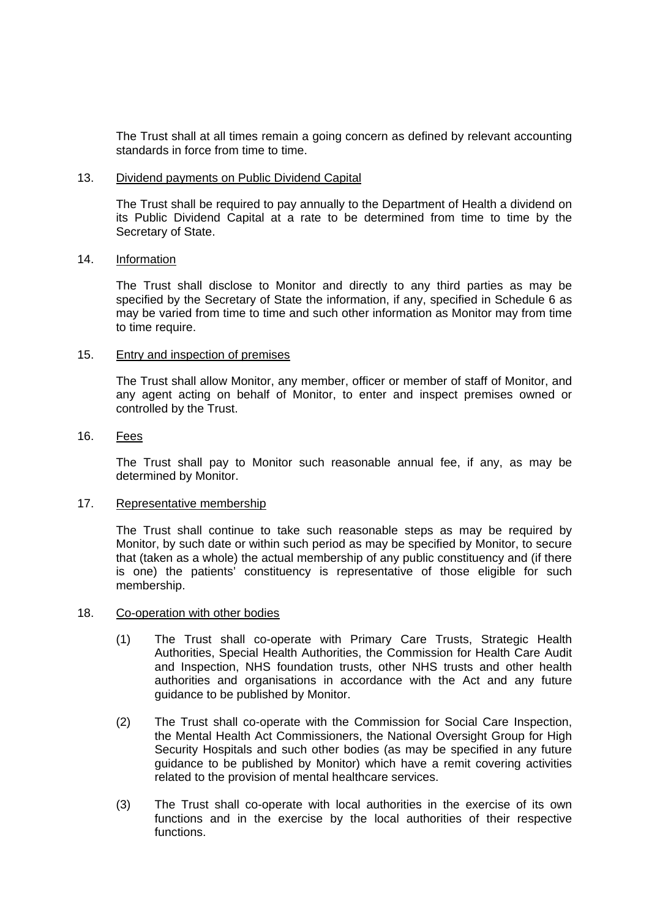The Trust shall at all times remain a going concern as defined by relevant accounting standards in force from time to time.

13. Dividend payments on Public Dividend Capital

The Trust shall be required to pay annually to the Department of Health a dividend on its Public Dividend Capital at a rate to be determined from time to time by the Secretary of State.

14. Information

The Trust shall disclose to Monitor and directly to any third parties as may be specified by the Secretary of State the information, if any, specified in Schedule 6 as may be varied from time to time and such other information as Monitor may from time to time require.

15. Entry and inspection of premises

The Trust shall allow Monitor, any member, officer or member of staff of Monitor, and any agent acting on behalf of Monitor, to enter and inspect premises owned or controlled by the Trust.

16. Fees

The Trust shall pay to Monitor such reasonable annual fee, if any, as may be determined by Monitor.

17. Representative membership

The Trust shall continue to take such reasonable steps as may be required by Monitor, by such date or within such period as may be specified by Monitor, to secure that (taken as a whole) the actual membership of any public constituency and (if there is one) the patients' constituency is representative of those eligible for such membership.

18. Co-operation with other bodies

(1) The Trust shall co-operate with Primary Care Trusts, Strategic Health Authorities, Special Health Authorities, the Commission for Health Care Audit and Inspection, NHS foundation trusts, other NHS trusts and other health authorities and organisations in accordance with the Act and any future guidance to be published by Monitor.

(2) The Trust shall co-operate with the Commission for Social Care Inspection, the Mental Health Act Commissioners, the National Oversight Group for High Security Hospitals and such other bodies (as may be specified in any future guidance to be published by Monitor) which have a remit covering activities related to the provision of mental healthcare services.

(3) The Trust shall co-operate with local authorities in the exercise of its own functions and in the exercise by the local authorities of their respective functions.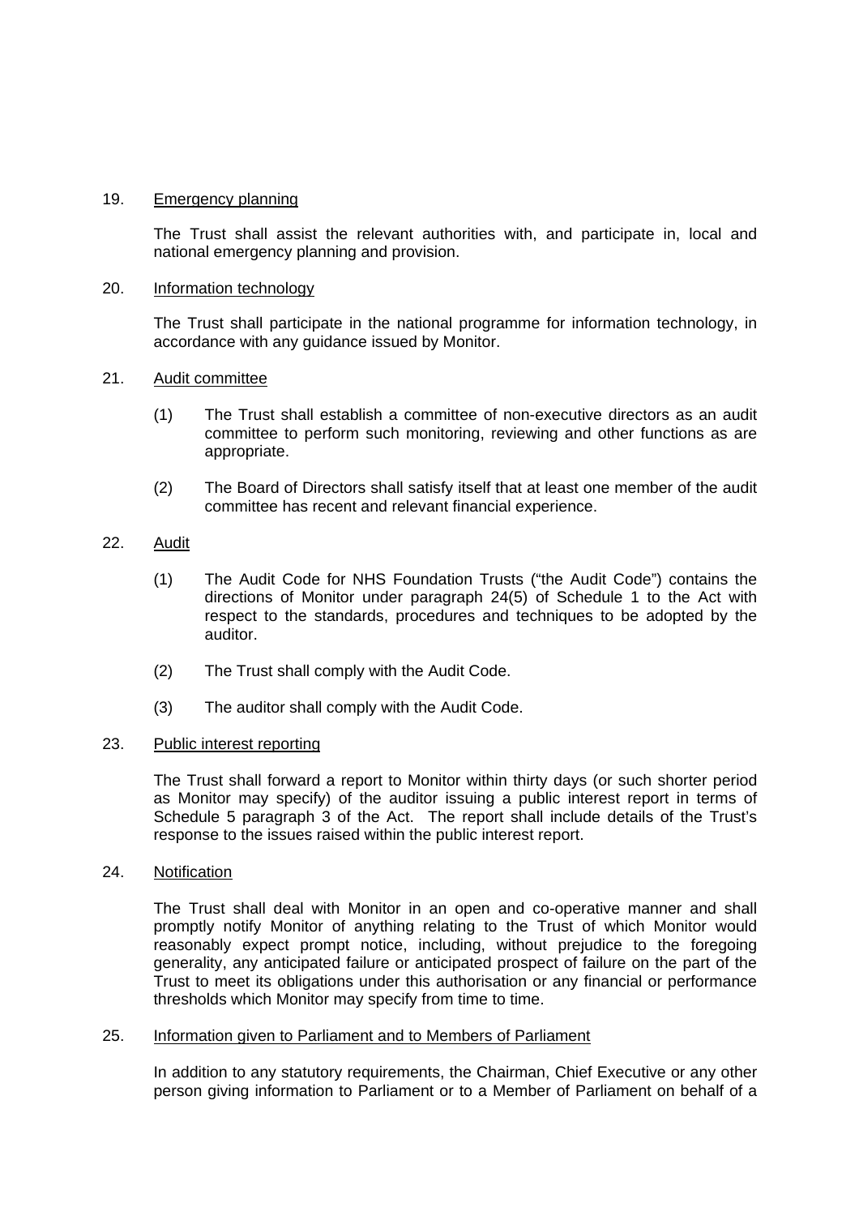19. <u>Emergency planning</u>

The Trust shall assist the relevant authorities with, and participate in, local and national emergency planning and provision.

20. <u>Information technology</u>

The Trust shall participate in the national programme for information technology, in accordance with any guidance issued by Monitor.

21. <u>Audit committee</u>

(1) The Trust shall establish a committee of non-executive directors as an audit committee to perform such monitoring, reviewing and other functions as are appropriate.

(2) The Board of Directors shall satisfy itself that at least one member of the audit committee has recent and relevant financial experience.

22. <u>Audit</u>

(1) The Audit Code for NHS Foundation Trusts ("the Audit Code") contains the directions of Monitor under paragraph 24(5) of Schedule 1 to the Act with respect to the standards, procedures and techniques to be adopted by the auditor.

(2) The Trust shall comply with the Audit Code.

(3) The auditor shall comply with the Audit Code.

23. <u>Public interest reporting</u>

The Trust shall forward a report to Monitor within thirty days (or such shorter period as Monitor may specify) of the auditor issuing a public interest report in terms of Schedule 5 paragraph 3 of the Act. The report shall include details of the Trust's response to the issues raised within the public interest report.

24. <u>Notification</u>

The Trust shall deal with Monitor in an open and co-operative manner and shall promptly notify Monitor of anything relating to the Trust of which Monitor would reasonably expect prompt notice, including, without prejudice to the foregoing generality, any anticipated failure or anticipated prospect of failure on the part of the Trust to meet its obligations under this authorisation or any financial or performance thresholds which Monitor may specify from time to time.

25. <u>Information given to Parliament and to Members of Parliament</u>

In addition to any statutory requirements, the Chairman, Chief Executive or any other person giving information to Parliament or to a Member of Parliament on behalf of a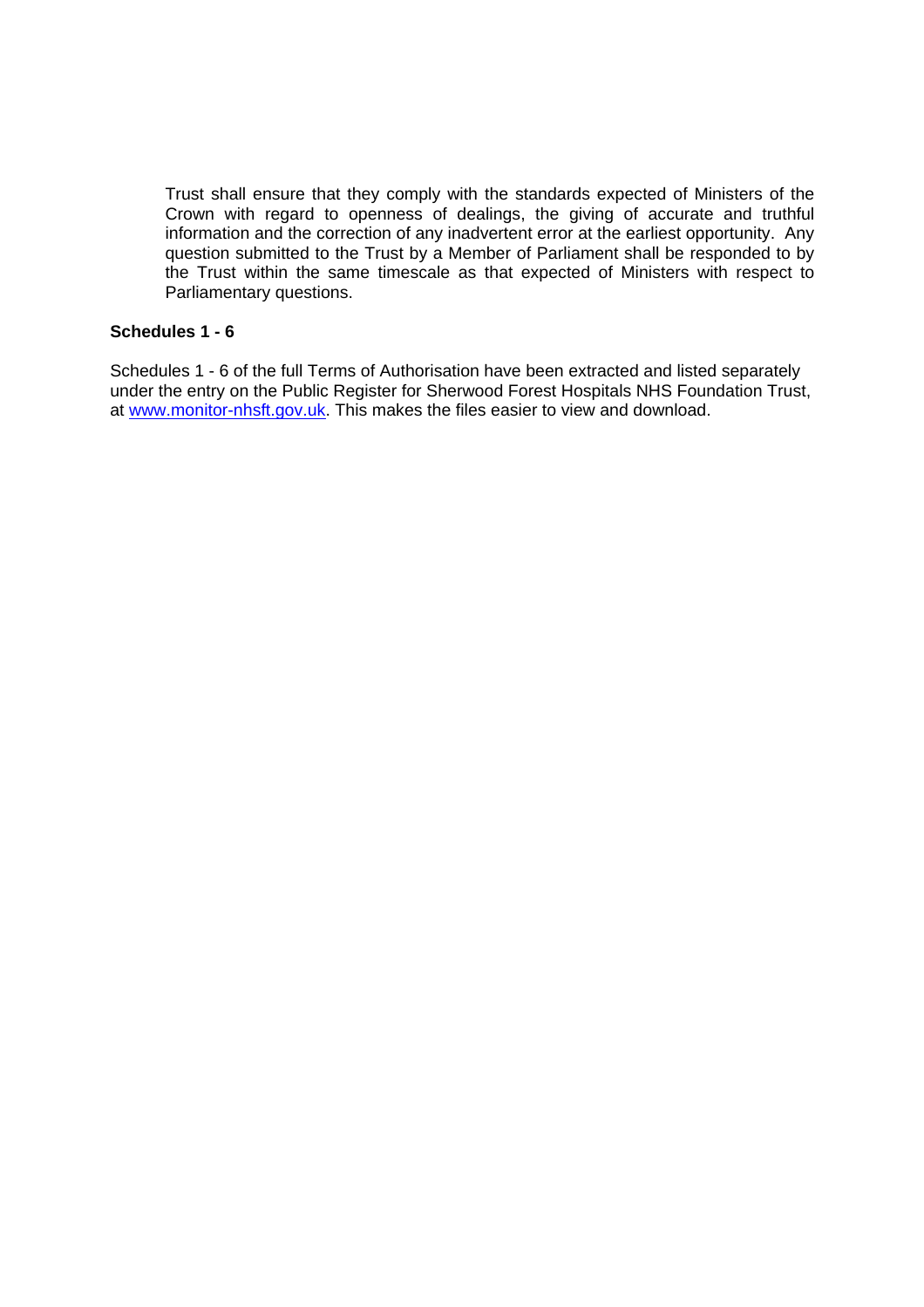Trust shall ensure that they comply with the standards expected of Ministers of the Crown with regard to openness of dealings, the giving of accurate and truthful information and the correction of any inadvertent error at the earliest opportunity. Any question submitted to the Trust by a Member of Parliament shall be responded to by the Trust within the same timescale as that expected of Ministers with respect to Parliamentary questions.

**Schedules 1 - 6**

Schedules 1 - 6 of the full Terms of Authorisation have been extracted and listed separately under the entry on the Public Register for Sherwood Forest Hospitals NHS Foundation Trust, at [www.monitor-nhsft.gov.uk](www.monitor-nhsft.gov.uk). This makes the files easier to view and download.